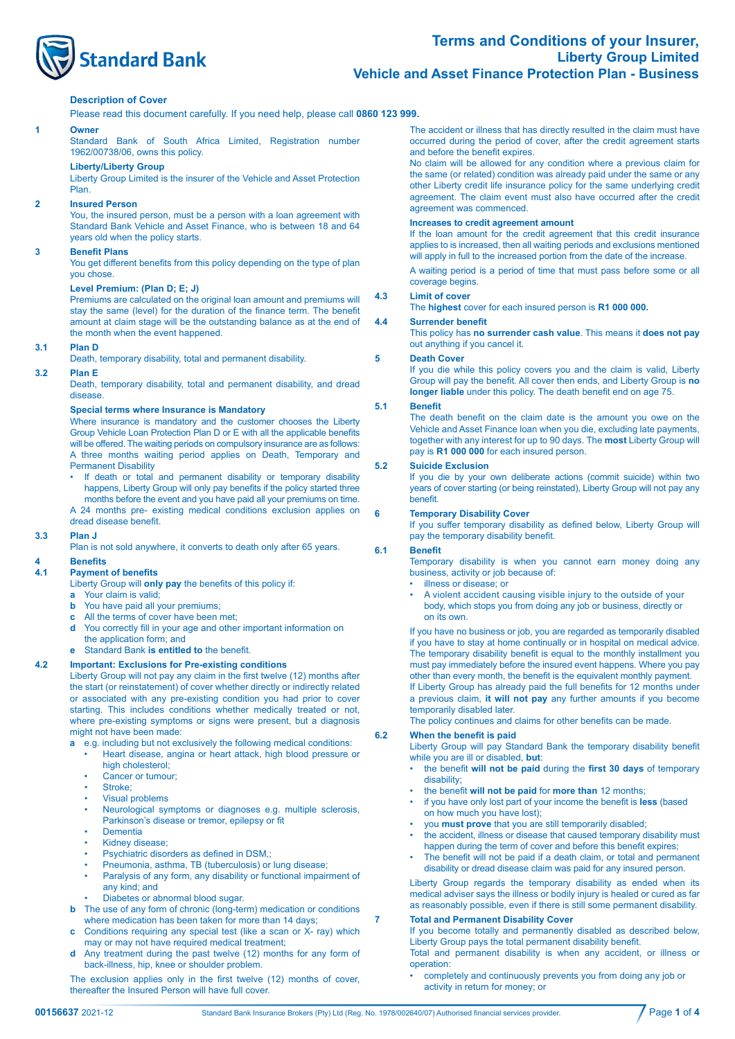# Terms and Conditions of your Insurer, Liberty Group Limited

## Vehicle and Asset Finance Protection Plan - Business

**Description of Cover**

Please read this document carefully. If you need help, please call **0860 123 999.**

### 1 Owner

Standard Bank of South Africa Limited, Registration number 1962/00738/06, owns this policy.

**Liberty/Liberty Group**

Liberty Group Limited is the insurer of the Vehicle and Asset Protection Plan.

### 2 Insured Person

You, the insured person, must be a person with a loan agreement with Standard Bank Vehicle and Asset Finance, who is between 18 and 64 years old when the policy starts.

### 3 Benefit Plans

You get different benefits from this policy depending on the type of plan you chose.

**Level Premium: (Plan D; E; J)**

Premiums are calculated on the original loan amount and premiums will stay the same (level) for the duration of the finance term. The benefit amount at claim stage will be the outstanding balance as at the end of the month when the event happened.

### 3.1 Plan D

Death, temporary disability, total and permanent disability.

### 3.2 Plan E

Death, temporary disability, total and permanent disability, and dread disease.

**Special terms where Insurance is Mandatory**

Where insurance is mandatory and the customer chooses the Liberty Group Vehicle Loan Protection Plan D or E with all the applicable benefits will be offered. The waiting periods on compulsory insurance are as follows: A three months waiting period applies on Death, Temporary and Permanent Disability

- If death or total and permanent disability or temporary disability happens, Liberty Group will only pay benefits if the policy started three months before the event and you have paid all your premiums on time.

A 24 months pre- existing medical conditions exclusion applies on dread disease benefit.

### 3.3 Plan J

Plan is not sold anywhere, it converts to death only after 65 years.

### 4 Benefits

### 4.1 Payment of benefits

Liberty Group will **only pay** the benefits of this policy if:

- **a** Your claim is valid;
- **b** You have paid all your premiums;
- **c** All the terms of cover have been met;
- **d** You correctly fill in your age and other important information on the application form; and
- **e** Standard Bank **is entitled to** the benefit.

### 4.2 Important: Exclusions for Pre-existing conditions

Liberty Group will not pay any claim in the first twelve (12) months after the start (or reinstatement) of cover whether directly or indirectly related or associated with any pre-existing condition you had prior to cover starting. This includes conditions whether medically treated or not, where pre-existing symptoms or signs were present, but a diagnosis might not have been made:

- **a** e.g. including but not exclusively the following medical conditions:
  - Heart disease, angina or heart attack, high blood pressure or high cholesterol;
  - Cancer or tumour;
  - Stroke;
  - Visual problems
  - Neurological symptoms or diagnoses e.g. multiple sclerosis, Parkinson's disease or tremor, epilepsy or fit
  - Dementia
  - Kidney disease;
  - Psychiatric disorders as defined in DSM,;
  - Pneumonia, asthma, TB (tuberculosis) or lung disease;
  - Paralysis of any form, any disability or functional impairment of any kind; and
  - Diabetes or abnormal blood sugar.
- **b** The use of any form of chronic (long-term) medication or conditions where medication has been taken for more than 14 days;
- **c** Conditions requiring any special test (like a scan or X- ray) which may or may not have required medical treatment;
- **d** Any treatment during the past twelve (12) months for any form of back-illness, hip, knee or shoulder problem.

The exclusion applies only in the first twelve (12) months of cover, thereafter the Insured Person will have full cover.

The accident or illness that has directly resulted in the claim must have occurred during the period of cover, after the credit agreement starts and before the benefit expires.

No claim will be allowed for any condition where a previous claim for the same (or related) condition was already paid under the same or any other Liberty credit life insurance policy for the same underlying credit agreement. The claim event must also have occurred after the credit agreement was commenced.

**Increases to credit agreement amount**

If the loan amount for the credit agreement that this credit insurance applies to is increased, then all waiting periods and exclusions mentioned will apply in full to the increased portion from the date of the increase.

A waiting period is a period of time that must pass before some or all coverage begins.

### 4.3 Limit of cover

The **highest** cover for each insured person is **R1 000 000.**

### 4.4 Surrender benefit

This policy has **no surrender cash value**. This means it **does not pay** out anything if you cancel it.

### 5 Death Cover

If you die while this policy covers you and the claim is valid, Liberty Group will pay the benefit. All cover then ends, and Liberty Group is **no longer liable** under this policy. The death benefit end on age 75.

### 5.1 Benefit

The death benefit on the claim date is the amount you owe on the Vehicle and Asset Finance loan when you die, excluding late payments, together with any interest for up to 90 days. The **most** Liberty Group will pay is **R1 000 000** for each insured person.

### 5.2 Suicide Exclusion

If you die by your own deliberate actions (commit suicide) within two years of cover starting (or being reinstated), Liberty Group will not pay any benefit.

### 6 Temporary Disability Cover

If you suffer temporary disability as defined below, Liberty Group will pay the temporary disability benefit.

### 6.1 Benefit

Temporary disability is when you cannot earn money doing any business, activity or job because of:

- illness or disease; or
- A violent accident causing visible injury to the outside of your body, which stops you from doing any job or business, directly or on its own.

If you have no business or job, you are regarded as temporarily disabled if you have to stay at home continually or in hospital on medical advice. The temporary disability benefit is equal to the monthly installment you must pay immediately before the insured event happens. Where you pay other than every month, the benefit is the equivalent monthly payment.

If Liberty Group has already paid the full benefits for 12 months under a previous claim, **it will not pay** any further amounts if you become temporarily disabled later.

The policy continues and claims for other benefits can be made.

### 6.2 When the benefit is paid

Liberty Group will pay Standard Bank the temporary disability benefit while you are ill or disabled, **but**:

- the benefit **will not be paid** during the **first 30 days** of temporary disability;
- the benefit **will not be paid** for **more than** 12 months;
- if you have only lost part of your income the benefit is **less** (based on how much you have lost);
- you **must prove** that you are still temporarily disabled;
- the accident, illness or disease that caused temporary disability must happen during the term of cover and before this benefit expires;
- The benefit will not be paid if a death claim, or total and permanent disability or dread disease claim was paid for any insured person.

Liberty Group regards the temporary disability as ended when its medical adviser says the illness or bodily injury is healed or cured as far as reasonably possible, even if there is still some permanent disability.

### 7 Total and Permanent Disability Cover

If you become totally and permanently disabled as described below, Liberty Group pays the total permanent disability benefit.

Total and permanent disability is when any accident, or illness or operation:

- completely and continuously prevents you from doing any job or activity in return for money; or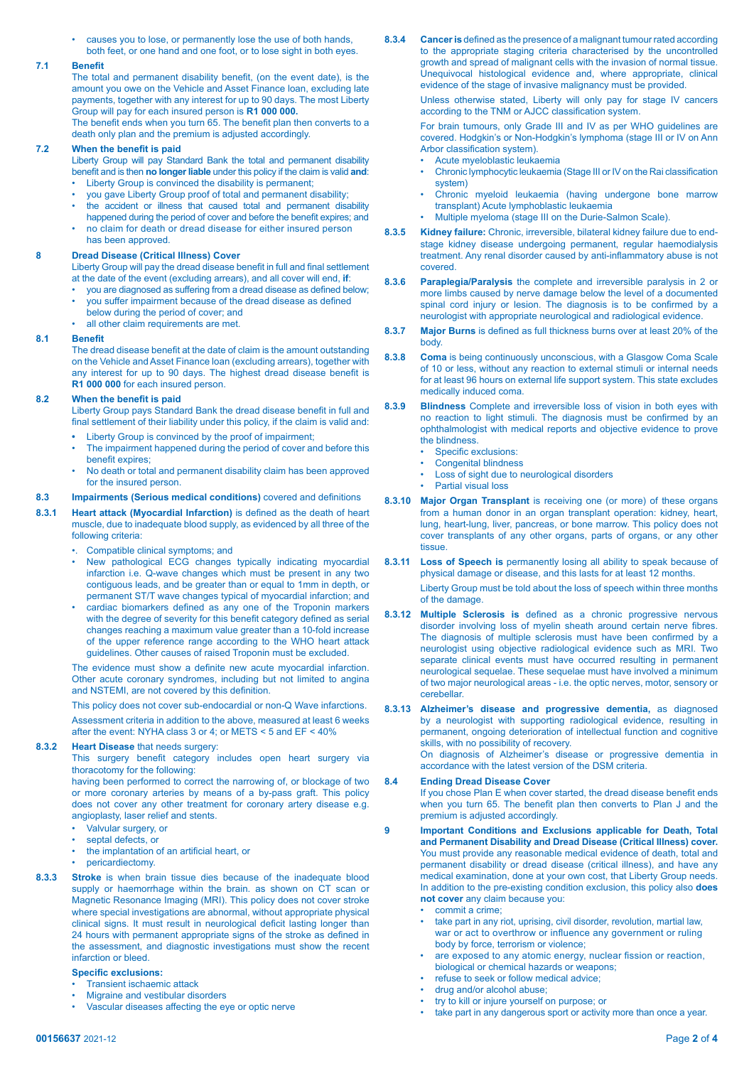- causes you to lose, or permanently lose the use of both hands, both feet, or one hand and one foot, or to lose sight in both eyes.

### 7.1 Benefit

The total and permanent disability benefit, (on the event date), is the amount you owe on the Vehicle and Asset Finance loan, excluding late payments, together with any interest for up to 90 days. The most Liberty Group will pay for each insured person is **R1 000 000.**

The benefit ends when you turn 65. The benefit plan then converts to a death only plan and the premium is adjusted accordingly.

### 7.2 When the benefit is paid

Liberty Group will pay Standard Bank the total and permanent disability benefit and is then **no longer liable** under this policy if the claim is valid **and**:

- Liberty Group is convinced the disability is permanent;
- you gave Liberty Group proof of total and permanent disability;
- the accident or illness that caused total and permanent disability happened during the period of cover and before the benefit expires; and
- no claim for death or dread disease for either insured person has been approved.

## 8 Dread Disease (Critical Illness) Cover

Liberty Group will pay the dread disease benefit in full and final settlement at the date of the event (excluding arrears), and all cover will end, **if**:

- you are diagnosed as suffering from a dread disease as defined below;
- you suffer impairment because of the dread disease as defined below during the period of cover; and
- all other claim requirements are met.

### 8.1 Benefit

The dread disease benefit at the date of claim is the amount outstanding on the Vehicle and Asset Finance loan (excluding arrears), together with any interest for up to 90 days. The highest dread disease benefit is **R1 000 000** for each insured person.

### 8.2 When the benefit is paid

Liberty Group pays Standard Bank the dread disease benefit in full and final settlement of their liability under this policy, if the claim is valid and:

- Liberty Group is convinced by the proof of impairment;
- The impairment happened during the period of cover and before this benefit expires;
- No death or total and permanent disability claim has been approved for the insured person.

### 8.3 Impairments (Serious medical conditions) covered and definitions

**8.3.1 Heart attack (Myocardial Infarction)** is defined as the death of heart muscle, due to inadequate blood supply, as evidenced by all three of the following criteria:

- Compatible clinical symptoms; and
- New pathological ECG changes typically indicating myocardial infarction i.e. Q-wave changes which must be present in any two contiguous leads, and be greater than or equal to 1mm in depth, or permanent ST/T wave changes typical of myocardial infarction; and
- cardiac biomarkers defined as any one of the Troponin markers with the degree of severity for this benefit category defined as serial changes reaching a maximum value greater than a 10-fold increase of the upper reference range according to the WHO heart attack guidelines. Other causes of raised Troponin must be excluded.

The evidence must show a definite new acute myocardial infarction. Other acute coronary syndromes, including but not limited to angina and NSTEMI, are not covered by this definition.

This policy does not cover sub-endocardial or non-Q Wave infarctions.

Assessment criteria in addition to the above, measured at least 6 weeks after the event: NYHA class 3 or 4; or METS < 5 and EF < 40%

**8.3.2 Heart Disease** that needs surgery:

This surgery benefit category includes open heart surgery via thoracotomy for the following:

having been performed to correct the narrowing of, or blockage of two or more coronary arteries by means of a by-pass graft. This policy does not cover any other treatment for coronary artery disease e.g. angioplasty, laser relief and stents.

- Valvular surgery, or
- septal defects, or
- the implantation of an artificial heart, or
- pericardiectomy.

**8.3.3 Stroke** is when brain tissue dies because of the inadequate blood supply or haemorrhage within the brain. as shown on CT scan or Magnetic Resonance Imaging (MRI). This policy does not cover stroke where special investigations are abnormal, without appropriate physical clinical signs. It must result in neurological deficit lasting longer than 24 hours with permanent appropriate signs of the stroke as defined in the assessment, and diagnostic investigations must show the recent infarction or bleed.

**Specific exclusions:**

- Transient ischaemic attack
- Migraine and vestibular disorders
- Vascular diseases affecting the eye or optic nerve

**8.3.4 Cancer is** defined as the presence of a malignant tumour rated according to the appropriate staging criteria characterised by the uncontrolled growth and spread of malignant cells with the invasion of normal tissue. Unequivocal histological evidence and, where appropriate, clinical evidence of the stage of invasive malignancy must be provided.

Unless otherwise stated, Liberty will only pay for stage IV cancers according to the TNM or AJCC classification system.

For brain tumours, only Grade III and IV as per WHO guidelines are covered. Hodgkin's or Non-Hodgkin's lymphoma (stage III or IV on Ann Arbor classification system).

- Acute myeloblastic leukaemia
- Chronic lymphocytic leukaemia (Stage III or IV on the Rai classification system)
- Chronic myeloid leukaemia (having undergone bone marrow transplant) Acute lymphoblastic leukaemia
- Multiple myeloma (stage III on the Durie-Salmon Scale).

**8.3.5 Kidney failure:** Chronic, irreversible, bilateral kidney failure due to end-stage kidney disease undergoing permanent, regular haemodialysis treatment. Any renal disorder caused by anti-inflammatory abuse is not covered.

**8.3.6 Paraplegia/Paralysis** the complete and irreversible paralysis in 2 or more limbs caused by nerve damage below the level of a documented spinal cord injury or lesion. The diagnosis is to be confirmed by a neurologist with appropriate neurological and radiological evidence.

**8.3.7 Major Burns** is defined as full thickness burns over at least 20% of the body.

**8.3.8 Coma** is being continuously unconscious, with a Glasgow Coma Scale of 10 or less, without any reaction to external stimuli or internal needs for at least 96 hours on external life support system. This state excludes medically induced coma.

**8.3.9 Blindness** Complete and irreversible loss of vision in both eyes with no reaction to light stimuli. The diagnosis must be confirmed by an ophthalmologist with medical reports and objective evidence to prove the blindness.

- Specific exclusions:
- Congenital blindness
- Loss of sight due to neurological disorders
- Partial visual loss

**8.3.10 Major Organ Transplant** is receiving one (or more) of these organs from a human donor in an organ transplant operation: kidney, heart, lung, heart-lung, liver, pancreas, or bone marrow. This policy does not cover transplants of any other organs, parts of organs, or any other tissue.

**8.3.11 Loss of Speech is** permanently losing all ability to speak because of physical damage or disease, and this lasts for at least 12 months.

Liberty Group must be told about the loss of speech within three months of the damage.

**8.3.12 Multiple Sclerosis is** defined as a chronic progressive nervous disorder involving loss of myelin sheath around certain nerve fibres. The diagnosis of multiple sclerosis must have been confirmed by a neurologist using objective radiological evidence such as MRI. Two separate clinical events must have occurred resulting in permanent neurological sequelae. These sequelae must have involved a minimum of two major neurological areas - i.e. the optic nerves, motor, sensory or cerebellar.

**8.3.13 Alzheimer's disease and progressive dementia,** as diagnosed by a neurologist with supporting radiological evidence, resulting in permanent, ongoing deterioration of intellectual function and cognitive skills, with no possibility of recovery.

On diagnosis of Alzheimer's disease or progressive dementia in accordance with the latest version of the DSM criteria.

### 8.4 Ending Dread Disease Cover

If you chose Plan E when cover started, the dread disease benefit ends when you turn 65. The benefit plan then converts to Plan J and the premium is adjusted accordingly.

## 9 Important Conditions and Exclusions applicable for Death, Total and Permanent Disability and Dread Disease (Critical Illness) cover.

You must provide any reasonable medical evidence of death, total and permanent disability or dread disease (critical illness), and have any medical examination, done at your own cost, that Liberty Group needs. In addition to the pre-existing condition exclusion, this policy also **does not cover** any claim because you:

- commit a crime;
- take part in any riot, uprising, civil disorder, revolution, martial law, war or act to overthrow or influence any government or ruling body by force, terrorism or violence;
- are exposed to any atomic energy, nuclear fission or reaction, biological or chemical hazards or weapons;
- refuse to seek or follow medical advice;
- drug and/or alcohol abuse;
- try to kill or injure yourself on purpose; or
- take part in any dangerous sport or activity more than once a year.

00156637 2021-12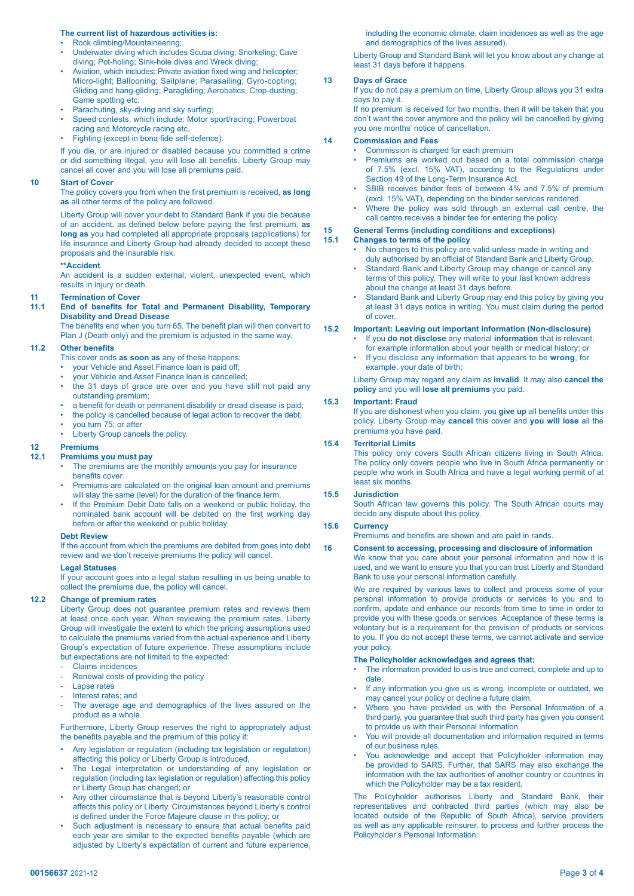**The current list of hazardous activities is:**

- Rock climbing/Mountaineering;
- Underwater diving which includes Scuba diving; Snorkeling; Cave diving; Pot-holing; Sink-hole dives and Wreck diving;
- Aviation, which includes: Private aviation fixed wing and helicopter; Micro-light; Ballooning; Sailplane; Parasailing; Gyro-copting; Gliding and hang-gliding; Paragliding; Aerobatics; Crop-dusting; Game spotting etc.
- Parachuting, sky-diving and sky surfing;
- Speed contests, which include: Motor sport/racing; Powerboat racing and Motorcycle racing etc.
- Fighting (except in bona fide self-defence).

If you die, or are injured or disabled because you committed a crime or did something illegal, you will lose all benefits. Liberty Group may cancel all cover and you will lose all premiums paid.

## 10 Start of Cover

The policy covers you from when the first premium is received, **as long as** all other terms of the policy are followed.

Liberty Group will cover your debt to Standard Bank if you die because of an accident, as defined below before paying the first premium, **as long as** you had completed all appropriate proposals (applications) for life insurance and Liberty Group had already decided to accept these proposals and the insurable risk.

****Accident**

An accident is a sudden external, violent, unexpected event, which results in injury or death.

## 11 Termination of Cover

### 11.1 End of benefits for Total and Permanent Disability, Temporary Disability and Dread Disease

The benefits end when you turn 65. The benefit plan will then convert to Plan J (Death only) and the premium is adjusted in the same way.

### 11.2 Other benefits

This cover ends **as soon as** any of these happens:

- your Vehicle and Asset Finance loan is paid off;
- your Vehicle and Asset Finance loan is cancelled;
- the 31 days of grace are over and you have still not paid any outstanding premium;
- a benefit for death or permanent disability or dread disease is paid;
- the policy is cancelled because of legal action to recover the debt;
- you turn 75; or after
- Liberty Group cancels the policy.

## 12 Premiums

### 12.1 Premiums you must pay

- The premiums are the monthly amounts you pay for insurance benefits cover.
- Premiums are calculated on the original loan amount and premiums will stay the same (level) for the duration of the finance term.
- If the Premium Debit Date falls on a weekend or public holiday, the nominated bank account will be debited on the first working day before or after the weekend or public holiday

**Debt Review**

If the account from which the premiums are debited from goes into debt review and we don't receive premiums the policy will cancel.

**Legal Statuses**

If your account goes into a legal status resulting in us being unable to collect the premiums due, the policy will cancel.

### 12.2 Change of premium rates

Liberty Group does not guarantee premium rates and reviews them at least once each year. When reviewing the premium rates, Liberty Group will investigate the extent to which the pricing assumptions used to calculate the premiums varied from the actual experience and Liberty Group's expectation of future experience. These assumptions include but expectations are not limited to the expected:

- Claims incidences
- Renewal costs of providing the policy
- Lapse rates
- Interest rates; and
- The average age and demographics of the lives assured on the product as a whole.

Furthermore, Liberty Group reserves the right to appropriately adjust the benefits payable and the premium of this policy if:

- Any legislation or regulation (including tax legislation or regulation) affecting this policy or Liberty Group is introduced,
- The Legal interpretation or understanding of any legislation or regulation (including tax legislation or regulation) affecting this policy or Liberty Group has changed; or
- Any other circumstance that is beyond Liberty's reasonable control affects this policy or Liberty. Circumstances beyond Liberty's control is defined under the Force Majeure clause in this policy; or
- Such adjustment is necessary to ensure that actual benefits paid each year are similar to the expected benefits payable (which are adjusted by Liberty's expectation of current and future experience, including the economic climate, claim incidences as well as the age and demographics of the lives assured).

Liberty Group and Standard Bank will let you know about any change at least 31 days before it happens.

## 13 Days of Grace

If you do not pay a premium on time, Liberty Group allows you 31 extra days to pay it.

If no premium is received for two months, then it will be taken that you don't want the cover anymore and the policy will be cancelled by giving you one months' notice of cancellation.

## 14 Commission and Fees

- Commission is charged for each premium
- Premiums are worked out based on a total commission charge of 7.5% (excl. 15% VAT), according to the Regulations under Section 49 of the Long-Term Insurance Act.
- SBIB receives binder fees of between 4% and 7.5% of premium (excl. 15% VAT), depending on the binder services rendered.
- Where the policy was sold through an external call centre, the call centre receives a binder fee for entering the policy

## 15 General Terms (including conditions and exceptions)

### 15.1 Changes to terms of the policy

- No changes to this policy are valid unless made in writing and duly authorised by an official of Standard Bank and Liberty Group.
- Standard Bank and Liberty Group may change or cancel any terms of this policy. They will write to your last known address about the change at least 31 days before.
- Standard Bank and Liberty Group may end this policy by giving you at least 31 days notice in writing. You must claim during the period of cover.

### 15.2 Important: Leaving out important information (Non-disclosure)

- If you **do not disclose** any material **information** that is relevant, for example information about your health or medical history; or
- If you disclose any information that appears to be **wrong**, for example, your date of birth;

Liberty Group may regard any claim as **invalid**. It may also **cancel the policy** and you will **lose all premiums** you paid.

### 15.3 Important: Fraud

If you are dishonest when you claim, you **give up** all benefits under this policy. Liberty Group may **cancel** this cover and **you will lose** all the premiums you have paid.

### 15.4 Territorial Limits

This policy only covers South African citizens living in South Africa. The policy only covers people who live in South Africa permanently or people who work in South Africa and have a legal working permit of at least six months.

### 15.5 Jurisdiction

South African law governs this policy. The South African courts may decide any dispute about this policy.

### 15.6 Currency

Premiums and benefits are shown and are paid in rands.

## 16 Consent to accessing, processing and disclosure of information

We know that you care about your personal information and how it is used, and we want to ensure you that you can trust Liberty and Standard Bank to use your personal information carefully.

We are required by various laws to collect and process some of your personal information to provide products or services to you and to confirm, update and enhance our records from time to time in order to provide you with these goods or services. Acceptance of these terms is voluntary but is a requirement for the provision of products or services to you. If you do not accept these terms, we cannot activate and service your policy.

**The Policyholder acknowledges and agrees that:**

- The information provided to us is true and correct, complete and up to date.
- If any information you give us is wrong, incomplete or outdated, we may cancel your policy or decline a future claim.
- Where you have provided us with the Personal Information of a third party, you guarantee that such third party has given you consent to provide us with their Personal Information.
- You will provide all documentation and information required in terms of our business rules.
- You acknowledge and accept that Policyholder information may be provided to SARS. Further, that SARS may also exchange the information with the tax authorities of another country or countries in which the Policyholder may be a tax resident.

The Policyholder authorises Liberty and Standard Bank, their representatives and contracted third parties (which may also be located outside of the Republic of South Africa), service providers as well as any applicable reinsurer, to process and further process the Policyholder's Personal Information: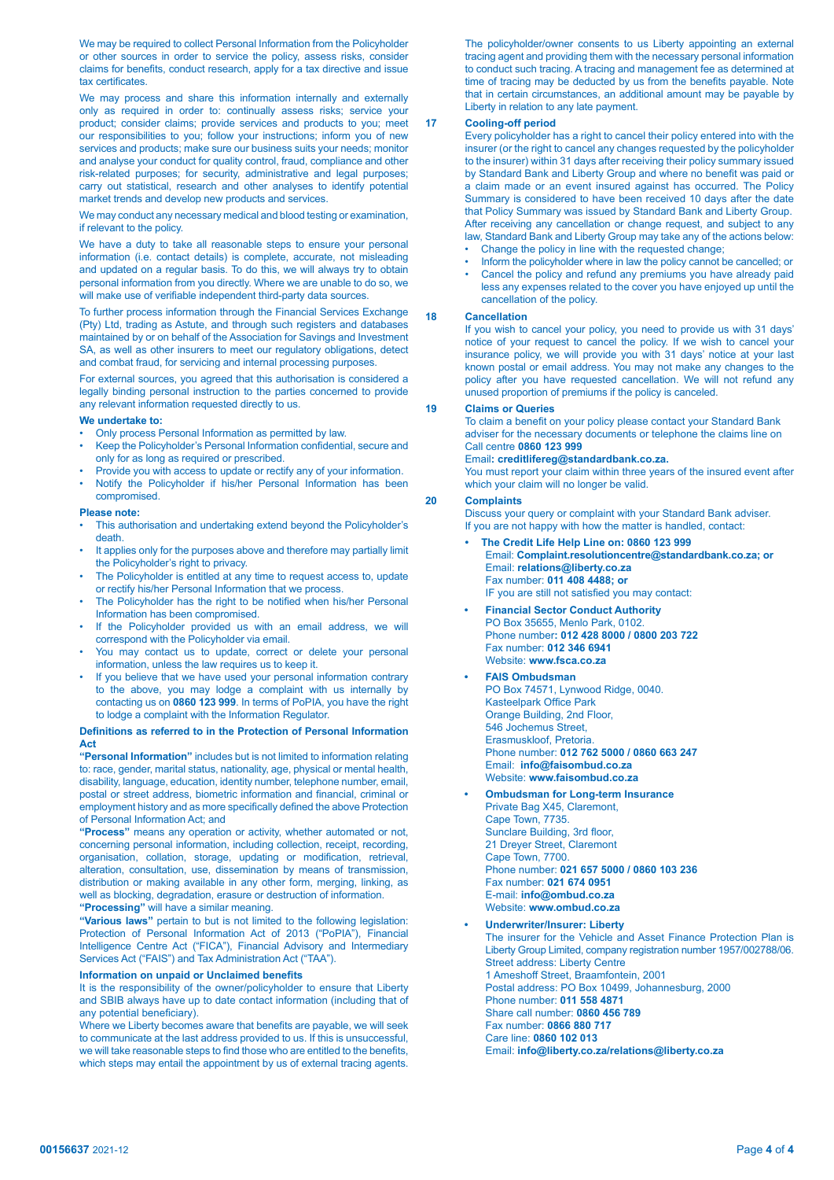We may be required to collect Personal Information from the Policyholder or other sources in order to service the policy, assess risks, consider claims for benefits, conduct research, apply for a tax directive and issue tax certificates.

We may process and share this information internally and externally only as required in order to: continually assess risks; service your product; consider claims; provide services and products to you; meet our responsibilities to you; follow your instructions; inform you of new services and products; make sure our business suits your needs; monitor and analyse your conduct for quality control, fraud, compliance and other risk-related purposes; for security, administrative and legal purposes; carry out statistical, research and other analyses to identify potential market trends and develop new products and services.

We may conduct any necessary medical and blood testing or examination, if relevant to the policy.

We have a duty to take all reasonable steps to ensure your personal information (i.e. contact details) is complete, accurate, not misleading and updated on a regular basis. To do this, we will always try to obtain personal information from you directly. Where we are unable to do so, we will make use of verifiable independent third-party data sources.

To further process information through the Financial Services Exchange (Pty) Ltd, trading as Astute, and through such registers and databases maintained by or on behalf of the Association for Savings and Investment SA, as well as other insurers to meet our regulatory obligations, detect and combat fraud, for servicing and internal processing purposes.

For external sources, you agreed that this authorisation is considered a legally binding personal instruction to the parties concerned to provide any relevant information requested directly to us.

**We undertake to:**

- Only process Personal Information as permitted by law.
- Keep the Policyholder's Personal Information confidential, secure and only for as long as required or prescribed.
- Provide you with access to update or rectify any of your information.
- Notify the Policyholder if his/her Personal Information has been compromised.

**Please note:**

- This authorisation and undertaking extend beyond the Policyholder's death.
- It applies only for the purposes above and therefore may partially limit the Policyholder's right to privacy.
- The Policyholder is entitled at any time to request access to, update or rectify his/her Personal Information that we process.
- The Policyholder has the right to be notified when his/her Personal Information has been compromised.
- If the Policyholder provided us with an email address, we will correspond with the Policyholder via email.
- You may contact us to update, correct or delete your personal information, unless the law requires us to keep it.
- If you believe that we have used your personal information contrary to the above, you may lodge a complaint with us internally by contacting us on **0860 123 999**. In terms of PoPIA, you have the right to lodge a complaint with the Information Regulator.

**Definitions as referred to in the Protection of Personal Information Act**

**"Personal Information"** includes but is not limited to information relating to: race, gender, marital status, nationality, age, physical or mental health, disability, language, education, identity number, telephone number, email, postal or street address, biometric information and financial, criminal or employment history and as more specifically defined the above Protection of Personal Information Act; and

**"Process"** means any operation or activity, whether automated or not, concerning personal information, including collection, receipt, recording, organisation, collation, storage, updating or modification, retrieval, alteration, consultation, use, dissemination by means of transmission, distribution or making available in any other form, merging, linking, as well as blocking, degradation, erasure or destruction of information.

**"Processing"** will have a similar meaning.

**"Various laws"** pertain to but is not limited to the following legislation: Protection of Personal Information Act of 2013 ("PoPIA"), Financial Intelligence Centre Act ("FICA"), Financial Advisory and Intermediary Services Act ("FAIS") and Tax Administration Act ("TAA").

**Information on unpaid or Unclaimed benefits**

It is the responsibility of the owner/policyholder to ensure that Liberty and SBIB always have up to date contact information (including that of any potential beneficiary).

Where we Liberty becomes aware that benefits are payable, we will seek to communicate at the last address provided to us. If this is unsuccessful, we will take reasonable steps to find those who are entitled to the benefits, which steps may entail the appointment by us of external tracing agents.

The policyholder/owner consents to us Liberty appointing an external tracing agent and providing them with the necessary personal information to conduct such tracing. A tracing and management fee as determined at time of tracing may be deducted by us from the benefits payable. Note that in certain circumstances, an additional amount may be payable by Liberty in relation to any late payment.

## 17 Cooling-off period

Every policyholder has a right to cancel their policy entered into with the insurer (or the right to cancel any changes requested by the policyholder to the insurer) within 31 days after receiving their policy summary issued by Standard Bank and Liberty Group and where no benefit was paid or a claim made or an event insured against has occurred. The Policy Summary is considered to have been received 10 days after the date that Policy Summary was issued by Standard Bank and Liberty Group. After receiving any cancellation or change request, and subject to any law, Standard Bank and Liberty Group may take any of the actions below:

- Change the policy in line with the requested change;
- Inform the policyholder where in law the policy cannot be cancelled; or
- Cancel the policy and refund any premiums you have already paid less any expenses related to the cover you have enjoyed up until the cancellation of the policy.

## 18 Cancellation

If you wish to cancel your policy, you need to provide us with 31 days' notice of your request to cancel the policy. If we wish to cancel your insurance policy, we will provide you with 31 days' notice at your last known postal or email address. You may not make any changes to the policy after you have requested cancellation. We will not refund any unused proportion of premiums if the policy is canceled.

## 19 Claims or Queries

To claim a benefit on your policy please contact your Standard Bank adviser for the necessary documents or telephone the claims line on Call centre **0860 123 999**

Email**: creditlifereg@standardbank.co.za.**

You must report your claim within three years of the insured event after which your claim will no longer be valid.

## 20 Complaints

Discuss your query or complaint with your Standard Bank adviser.
If you are not happy with how the matter is handled, contact:

- **The Credit Life Help Line on: 0860 123 999**
  Email: **Complaint.resolutioncentre@standardbank.co.za; or**
  Email: **relations@liberty.co.za**
  Fax number: **011 408 4488; or**
  IF you are still not satisfied you may contact:

- **Financial Sector Conduct Authority**
  PO Box 35655, Menlo Park, 0102.
  Phone number**: 012 428 8000 / 0800 203 722**
  Fax number: **012 346 6941**
  Website: **www.fsca.co.za**

- **FAIS Ombudsman**
  PO Box 74571, Lynwood Ridge, 0040.
  Kasteelpark Office Park
  Orange Building, 2nd Floor,
  546 Jochemus Street,
  Erasmuskloof, Pretoria.
  Phone number: **012 762 5000 / 0860 663 247**
  Email: **info@faisombud.co.za**
  Website: **www.faisombud.co.za**

- **Ombudsman for Long-term Insurance**
  Private Bag X45, Claremont,
  Cape Town, 7735.
  Sunclare Building, 3rd floor,
  21 Dreyer Street, Claremont
  Cape Town, 7700.
  Phone number: **021 657 5000 / 0860 103 236**
  Fax number: **021 674 0951**
  E-mail: **info@ombud.co.za**
  Website: **www.ombud.co.za**

- **Underwriter/Insurer: Liberty**
  The insurer for the Vehicle and Asset Finance Protection Plan is Liberty Group Limited, company registration number 1957/002788/06.
  Street address: Liberty Centre
  1 Ameshoff Street, Braamfontein, 2001
  Postal address: PO Box 10499, Johannesburg, 2000
  Phone number: **011 558 4871**
  Share call number: **0860 456 789**
  Fax number: **0866 880 717**
  Care line: **0860 102 013**
  Email: **info@liberty.co.za/relations@liberty.co.za**

**00156637** 2021-12